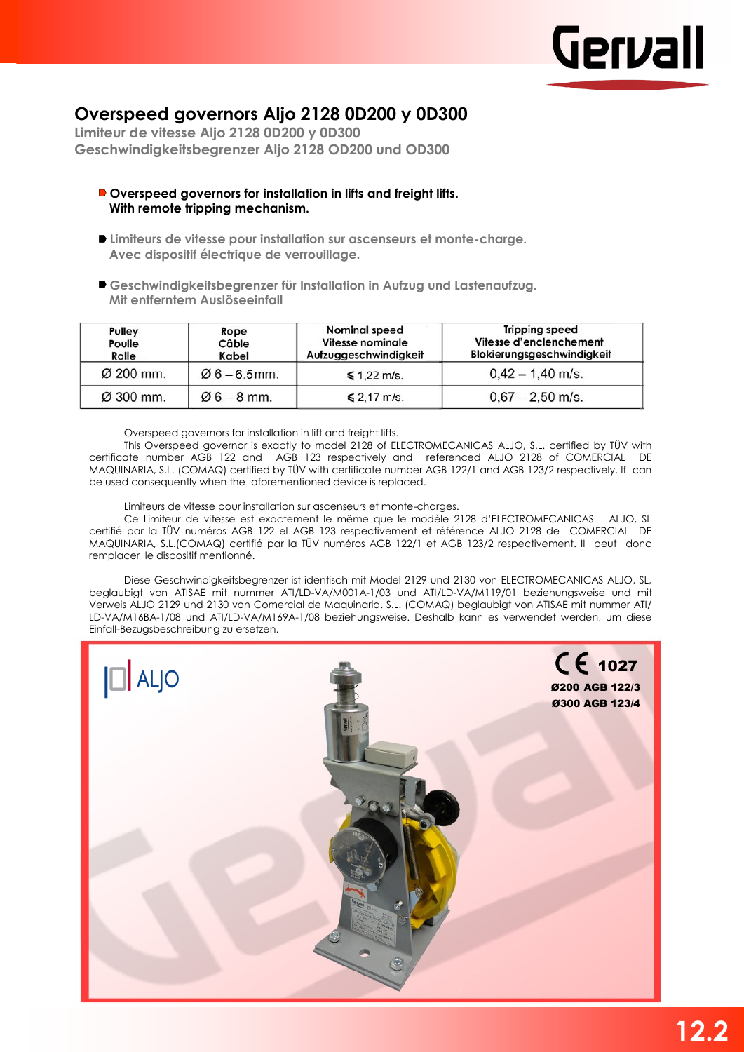# Overspeed governors Aljo 2128 0D200 y 0D300

**Limiteur de vitesse Aljo 2128 0D200 y 0D300**

**Geschwindigkeitsbegrenzer Aljo 2128 OD200 und OD300**

- **Overspeed governors for installation in lifts and freight lifts. With remote tripping mechanism.**

- **Limiteurs de vitesse pour installation sur ascenseurs et monte-charge. Avec dispositif électrique de verrouillage.**

- **Geschwindigkeitsbegrenzer für Installation in Aufzug und Lastenaufzug. Mit entferntem Auslöseeinfall**

| Pulley<br>Poulie<br>Rolle | Rope<br>Câble<br>Kabel | Nominal speed<br>Vitesse nominale<br>Aufzuggeschwindigkeit | Tripping speed<br>Vitesse d'enclenchement<br>Blokierungsgeschwindigkeit |
|---|---|---|---|
| Ø 200 mm. | Ø 6 – 6.5mm. | ≤ 1,22 m/s. | 0,42 – 1,40 m/s. |
| Ø 300 mm. | Ø 6 – 8 mm. | ≤ 2,17 m/s. | 0,67 – 2,50 m/s. |

Overspeed governors for installation in lift and freight lifts.

This Overspeed governor is exactly to model 2128 of ELECTROMECANICAS ALJO, S.L. certified by TÜV with certificate number AGB 122 and AGB 123 respectively and referenced ALJO 2128 of COMERCIAL DE MAQUINARIA, S.L. (COMAQ) certified by TÜV with certificate number AGB 122/1 and AGB 123/2 respectively. If can be used consequently when the aforementioned device is replaced.

Limiteurs de vitesse pour installation sur ascenseurs et monte-charges.

Ce Limiteur de vitesse est exactement le même que le modèle 2128 d'ELECTROMECANICAS ALJO, SL certifié par la TÜV numéros AGB 122 el AGB 123 respectivement et référence ALJO 2128 de COMERCIAL DE MAQUINARIA, S.L.(COMAQ) certifié par la TÜV numéros AGB 122/1 et AGB 123/2 respectivement. Il peut donc remplacer le dispositif mentionné.

Diese Geschwindigkeitsbegrenzer ist identisch mit Model 2129 und 2130 von ELECTROMECANICAS ALJO, SL, beglaubigt von ATISAE mit nummer ATI/LD-VA/M001A-1/03 und ATI/LD-VA/M119/01 beziehungsweise und mit Verweis ALJO 2129 und 2130 von Comercial de Maquinaria. S.L. (COMAQ) beglaubigt von ATISAE mit nummer ATI/LD-VA/M16BA-1/08 und ATI/LD-VA/M169A-1/08 beziehungsweise. Deshalb kann es verwendet werden, um diese Einfall-Bezugsbeschreibung zu ersetzen.

ALJO

CE 1027

Ø200 AGB 122/3

Ø300 AGB 123/4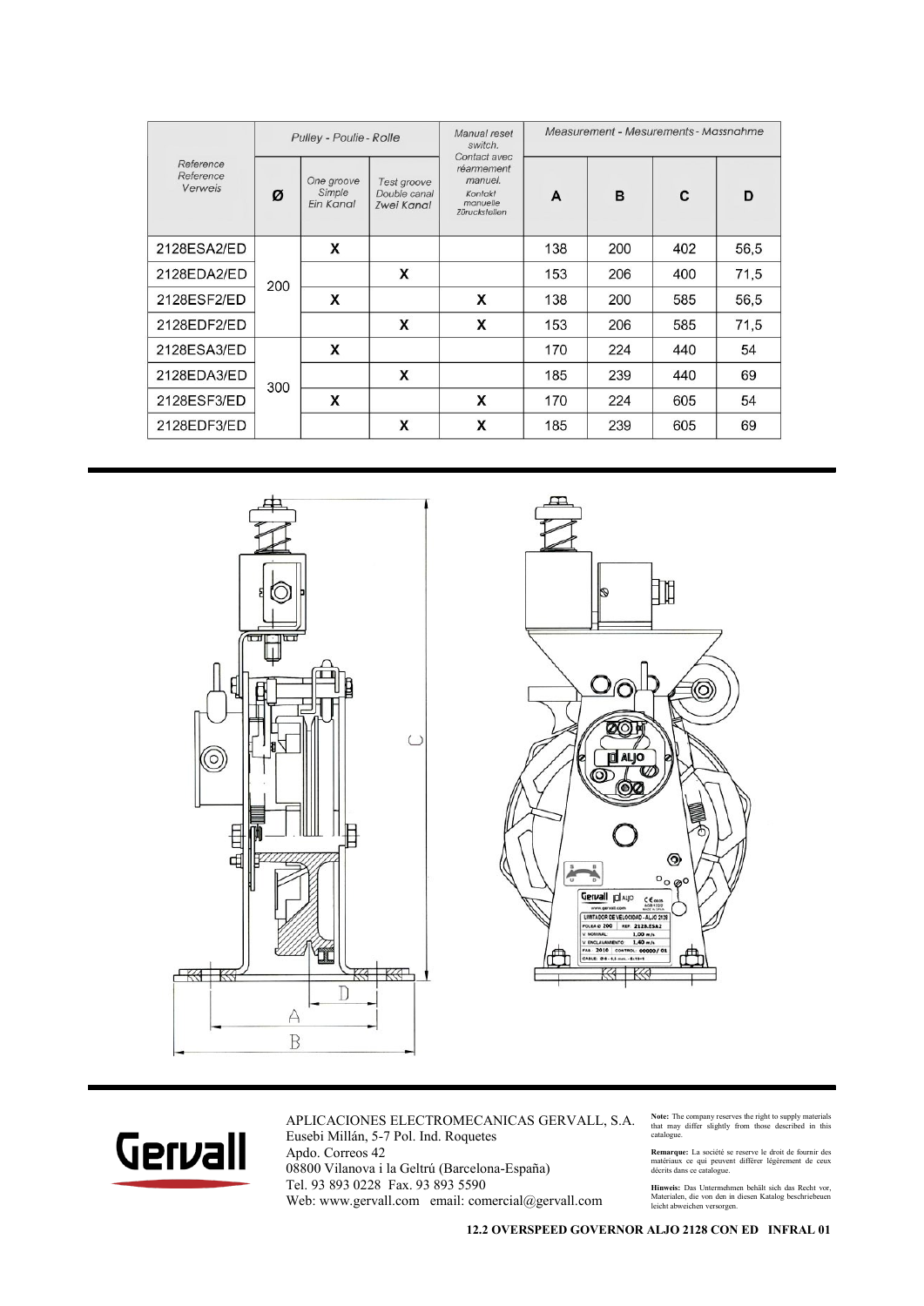| Reference Reference Verweis | Pulley - Poulie - Rolle | | | Manual reset switch. Contact avec réarmement manuel. Kontakt manuelle Zürückstellen | Measurement - Mesurements - Massnahme | | | |
|---|---|---|---|---|---|---|---|---|
| | Ø | One groove Simple Ein Kanal | Test groove Double canal Zwei Kanal | | A | B | C | D |
| 2128ESA2/ED | 200 | X | | | 138 | 200 | 402 | 56,5 |
| 2128EDA2/ED | | | X | | 153 | 206 | 400 | 71,5 |
| 2128ESF2/ED | | X | | X | 138 | 200 | 585 | 56,5 |
| 2128EDF2/ED | | | X | X | 153 | 206 | 585 | 71,5 |
| 2128ESA3/ED | 300 | X | | | 170 | 224 | 440 | 54 |
| 2128EDA3/ED | | | X | | 185 | 239 | 440 | 69 |
| 2128ESF3/ED | | X | | X | 170 | 224 | 605 | 54 |
| 2128EDF3/ED | | | X | X | 185 | 239 | 605 | 69 |

C

D

A

B

ALJO

Gervall ALJO

LIMITADOR DE VELOCIDAD - ALJO 2128

POLEA Ø 200 REF. 2128.ESA2

V. NOMINAL 1,00 m/s

V. ENCLAVAMIENTO 1,40 m/s

FAB. 2010 CONTROL 00000/01

Gervall

APLICACIONES ELECTROMECANICAS GERVALL, S.A.
Eusebi Millán, 5-7 Pol. Ind. Roquetes
Apdo. Correos 42
08800 Vilanova i la Geltrú (Barcelona-España)
Tel. 93 893 0228 Fax. 93 893 5590
Web: www.gervall.com email: comercial@gervall.com

**Note:** The company reserves the right to supply materials that may differ slightly from those described in this catalogue.

**Remarque:** La société se reserve le droit de fournir des matériaux ce qui peuvent différer légèrement de ceux décrits dans ce catalogue.

**Hinweis:** Das Unternehmen behält sich das Recht vor, Materialen, die von den in diesen Katalog beschriebeuen leicht abweichen versorgen.

**12.2 OVERSPEED GOVERNOR ALJO 2128 CON ED INFRAL 01**